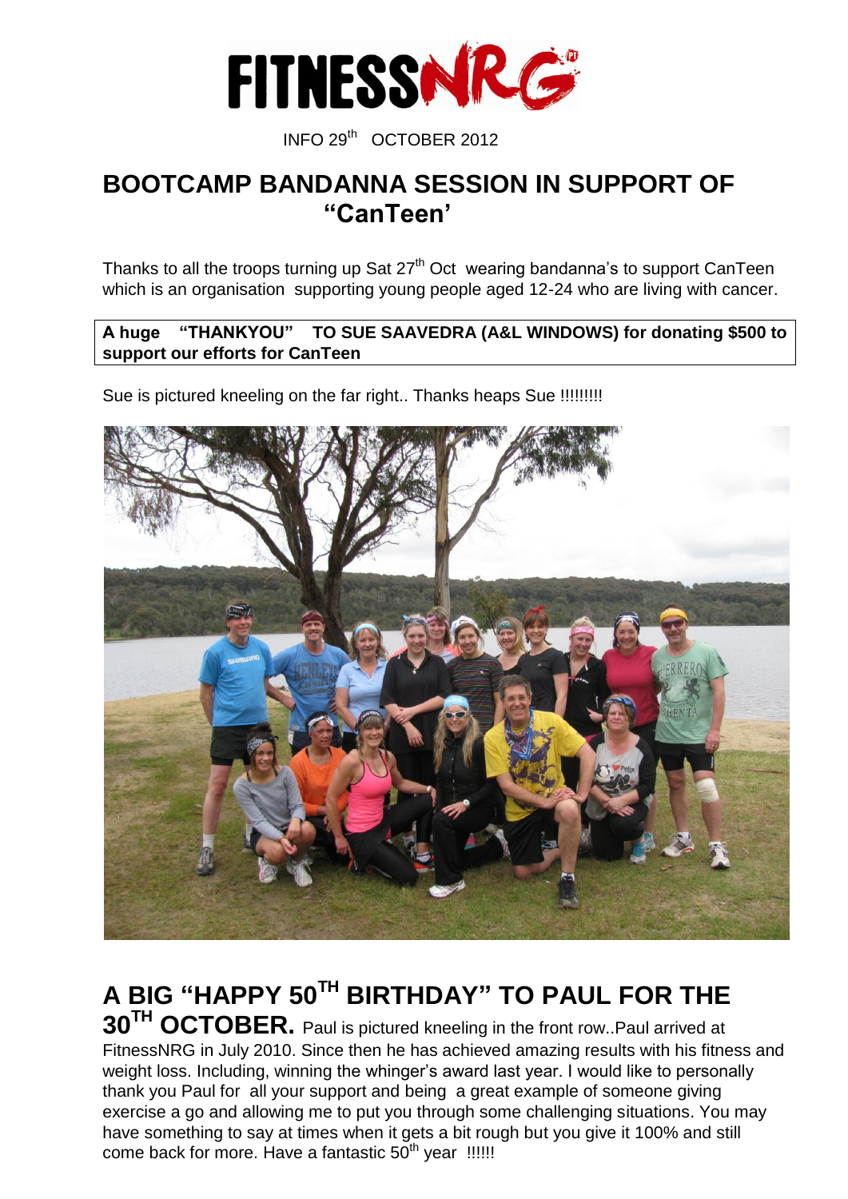# FITNESSNRG

INFO 29th OCTOBER 2012

## BOOTCAMP BANDANNA SESSION IN SUPPORT OF "CanTeen'

Thanks to all the troops turning up Sat 27th Oct wearing bandanna's to support CanTeen which is an organisation supporting young people aged 12-24 who are living with cancer.

**A huge "THANKYOU" TO SUE SAAVEDRA (A&L WINDOWS) for donating $500 to support our efforts for CanTeen**

Sue is pictured kneeling on the far right.. Thanks heaps Sue !!!!!!!!

## A BIG "HAPPY 50TH BIRTHDAY" TO PAUL FOR THE 30TH OCTOBER.

Paul is pictured kneeling in the front row..Paul arrived at FitnessNRG in July 2010. Since then he has achieved amazing results with his fitness and weight loss. Including, winning the whinger's award last year. I would like to personally thank you Paul for all your support and being a great example of someone giving exercise a go and allowing me to put you through some challenging situations. You may have something to say at times when it gets a bit rough but you give it 100% and still come back for more. Have a fantastic 50th year !!!!!!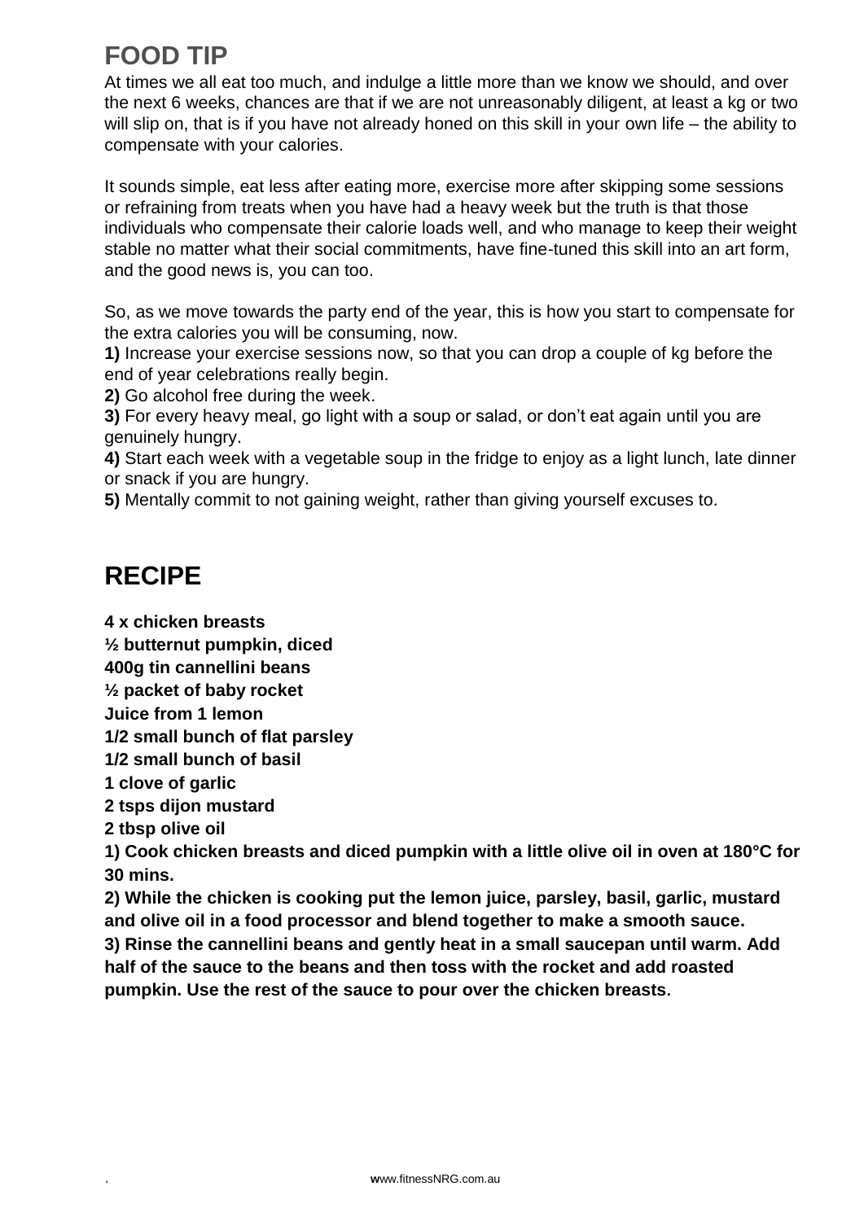# FOOD TIP

At times we all eat too much, and indulge a little more than we know we should, and over the next 6 weeks, chances are that if we are not unreasonably diligent, at least a kg or two will slip on, that is if you have not already honed on this skill in your own life – the ability to compensate with your calories.

It sounds simple, eat less after eating more, exercise more after skipping some sessions or refraining from treats when you have had a heavy week but the truth is that those individuals who compensate their calorie loads well, and who manage to keep their weight stable no matter what their social commitments, have fine-tuned this skill into an art form, and the good news is, you can too.

So, as we move towards the party end of the year, this is how you start to compensate for the extra calories you will be consuming, now.

**1)** Increase your exercise sessions now, so that you can drop a couple of kg before the end of year celebrations really begin.

**2)** Go alcohol free during the week.

**3)** For every heavy meal, go light with a soup or salad, or don't eat again until you are genuinely hungry.

**4)** Start each week with a vegetable soup in the fridge to enjoy as a light lunch, late dinner or snack if you are hungry.

**5)** Mentally commit to not gaining weight, rather than giving yourself excuses to.

# RECIPE

**4 x chicken breasts**
**½ butternut pumpkin, diced**
**400g tin cannellini beans**
**½ packet of baby rocket**
**Juice from 1 lemon**
**1/2 small bunch of flat parsley**
**1/2 small bunch of basil**
**1 clove of garlic**
**2 tsps dijon mustard**
**2 tbsp olive oil**

**1) Cook chicken breasts and diced pumpkin with a little olive oil in oven at 180°C for 30 mins.**

**2) While the chicken is cooking put the lemon juice, parsley, basil, garlic, mustard and olive oil in a food processor and blend together to make a smooth sauce.**

**3) Rinse the cannellini beans and gently heat in a small saucepan until warm. Add half of the sauce to the beans and then toss with the rocket and add roasted pumpkin. Use the rest of the sauce to pour over the chicken breasts.**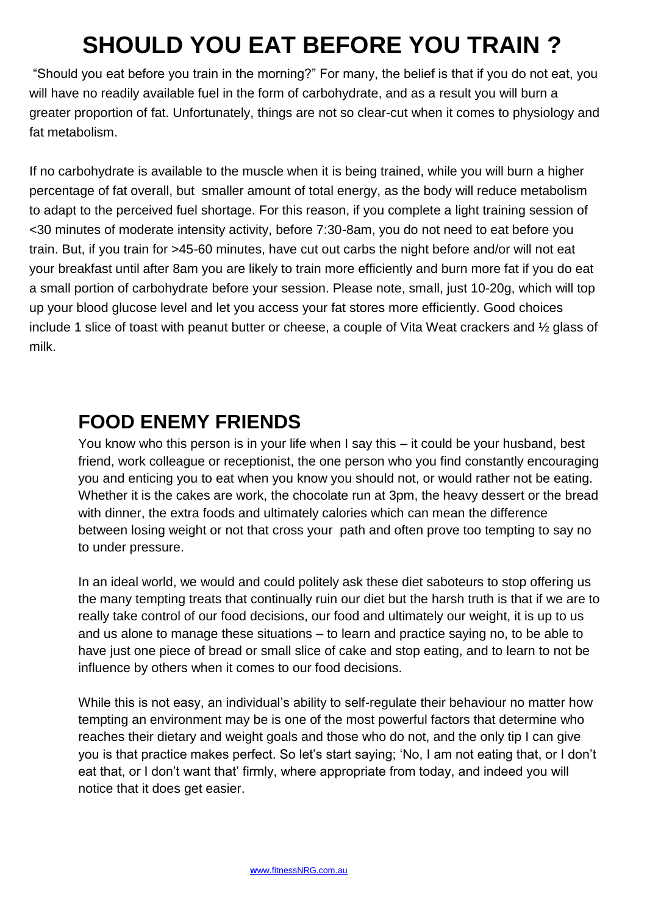# SHOULD YOU EAT BEFORE YOU TRAIN ?

"Should you eat before you train in the morning?" For many, the belief is that if you do not eat, you will have no readily available fuel in the form of carbohydrate, and as a result you will burn a greater proportion of fat. Unfortunately, things are not so clear-cut when it comes to physiology and fat metabolism.

If no carbohydrate is available to the muscle when it is being trained, while you will burn a higher percentage of fat overall, but smaller amount of total energy, as the body will reduce metabolism to adapt to the perceived fuel shortage. For this reason, if you complete a light training session of <30 minutes of moderate intensity activity, before 7:30-8am, you do not need to eat before you train. But, if you train for >45-60 minutes, have cut out carbs the night before and/or will not eat your breakfast until after 8am you are likely to train more efficiently and burn more fat if you do eat a small portion of carbohydrate before your session. Please note, small, just 10-20g, which will top up your blood glucose level and let you access your fat stores more efficiently. Good choices include 1 slice of toast with peanut butter or cheese, a couple of Vita Weat crackers and ½ glass of milk.

## FOOD ENEMY FRIENDS

You know who this person is in your life when I say this – it could be your husband, best friend, work colleague or receptionist, the one person who you find constantly encouraging you and enticing you to eat when you know you should not, or would rather not be eating. Whether it is the cakes are work, the chocolate run at 3pm, the heavy dessert or the bread with dinner, the extra foods and ultimately calories which can mean the difference between losing weight or not that cross your path and often prove too tempting to say no to under pressure.

In an ideal world, we would and could politely ask these diet saboteurs to stop offering us the many tempting treats that continually ruin our diet but the harsh truth is that if we are to really take control of our food decisions, our food and ultimately our weight, it is up to us and us alone to manage these situations – to learn and practice saying no, to be able to have just one piece of bread or small slice of cake and stop eating, and to learn to not be influence by others when it comes to our food decisions.

While this is not easy, an individual's ability to self-regulate their behaviour no matter how tempting an environment may be is one of the most powerful factors that determine who reaches their dietary and weight goals and those who do not, and the only tip I can give you is that practice makes perfect. So let's start saying; 'No, I am not eating that, or I don't eat that, or I don't want that' firmly, where appropriate from today, and indeed you will notice that it does get easier.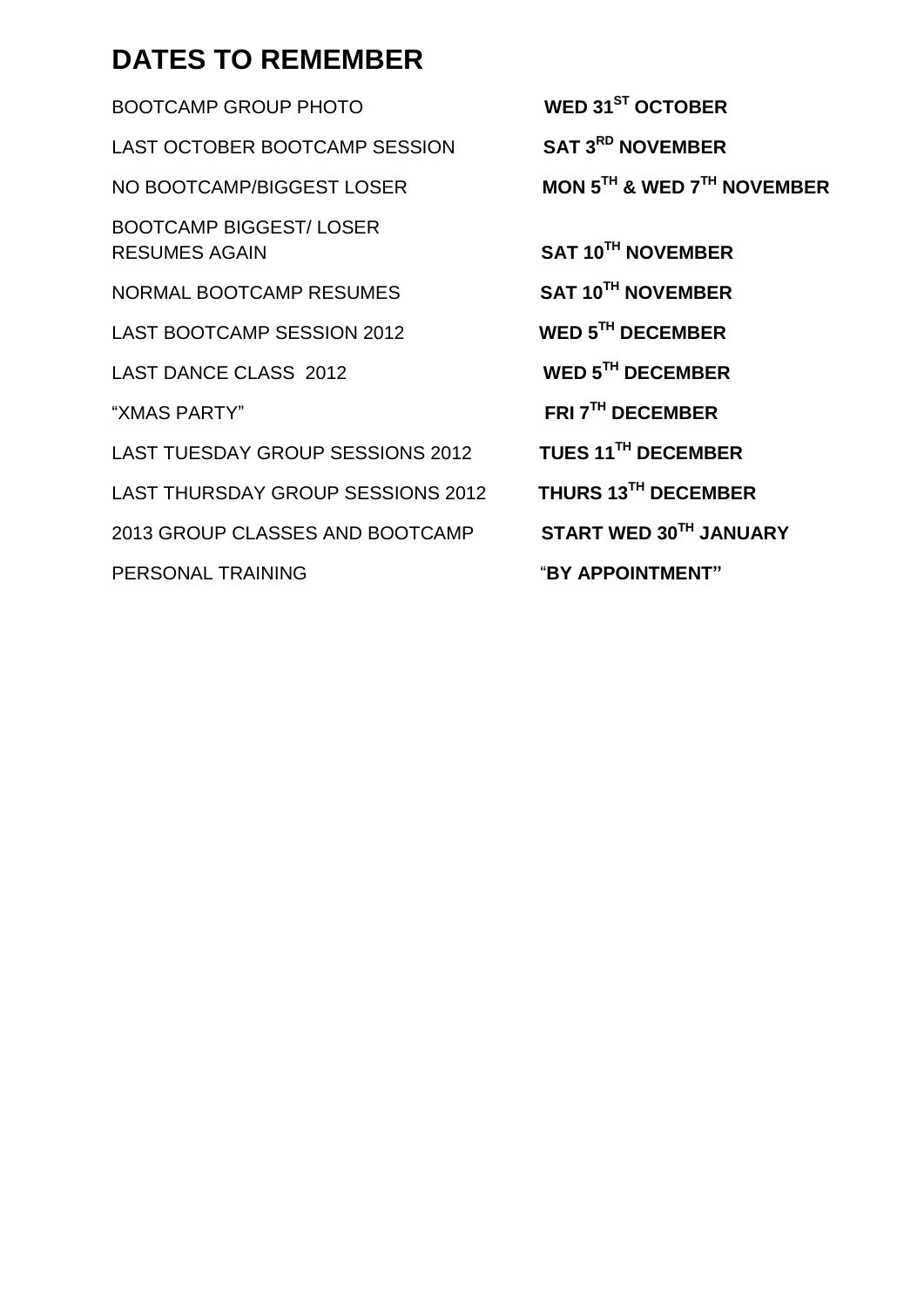# DATES TO REMEMBER

| | |
|---|---|
| BOOTCAMP GROUP PHOTO | **WED 31ST OCTOBER** |
| LAST OCTOBER BOOTCAMP SESSION | **SAT 3RD NOVEMBER** |
| NO BOOTCAMP/BIGGEST LOSER | **MON 5TH & WED 7TH NOVEMBER** |
| BOOTCAMP BIGGEST/ LOSER RESUMES AGAIN | **SAT 10TH NOVEMBER** |
| NORMAL BOOTCAMP RESUMES | **SAT 10TH NOVEMBER** |
| LAST BOOTCAMP SESSION 2012 | **WED 5TH DECEMBER** |
| LAST DANCE CLASS 2012 | **WED 5TH DECEMBER** |
| "XMAS PARTY" | **FRI 7TH DECEMBER** |
| LAST TUESDAY GROUP SESSIONS 2012 | **TUES 11TH DECEMBER** |
| LAST THURSDAY GROUP SESSIONS 2012 | **THURS 13TH DECEMBER** |
| 2013 GROUP CLASSES AND BOOTCAMP | **START WED 30TH JANUARY** |
| PERSONAL TRAINING | "**BY APPOINTMENT"** |